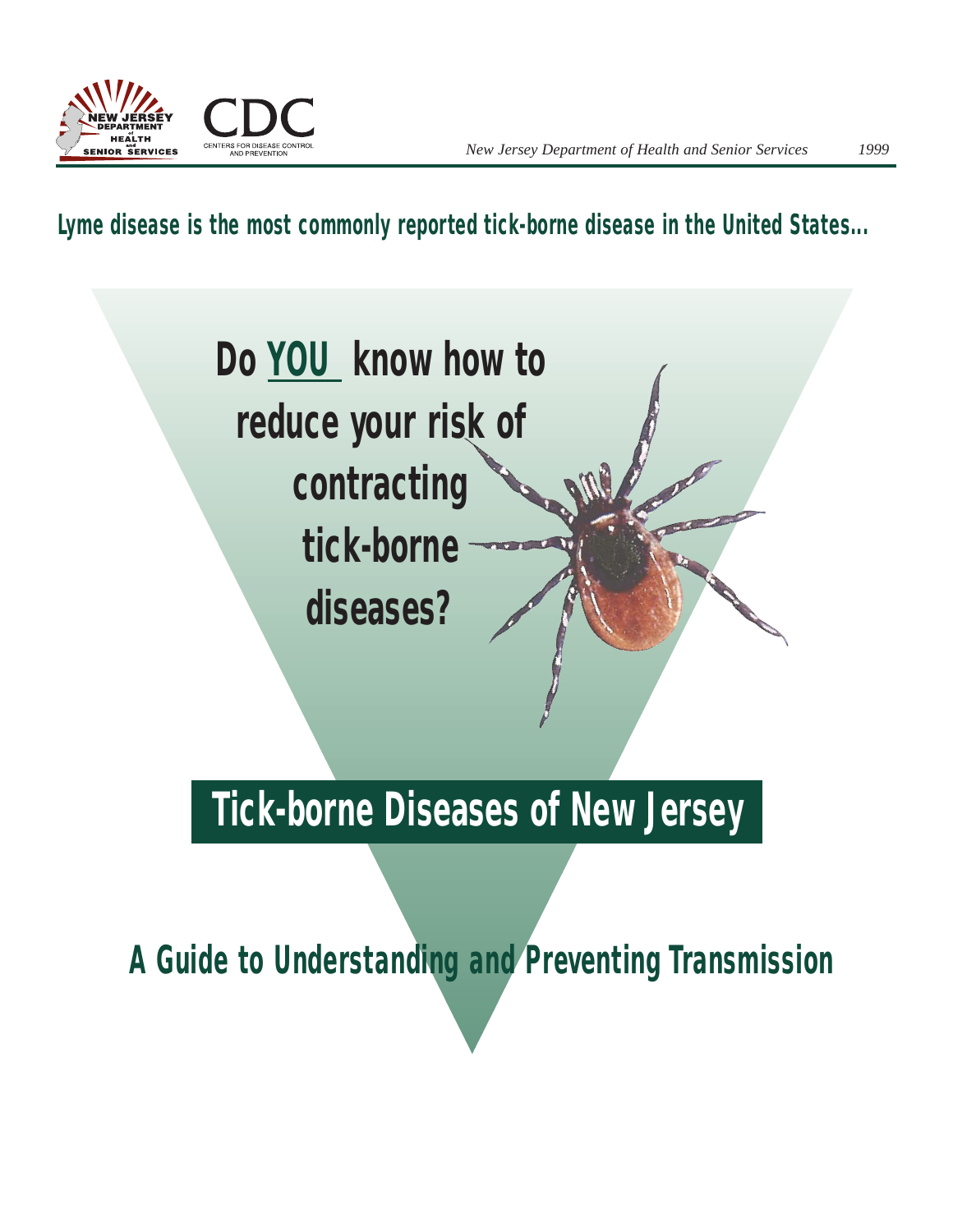New Jersey Department of Health and Senior Services 1999

**Lyme disease is the most commonly reported tick-borne disease in the United States...**

## Do YOU know how to reduce your risk of contracting tick-borne diseases?

# Tick-borne Diseases of New Jersey

## A Guide to Understanding and Preventing Transmission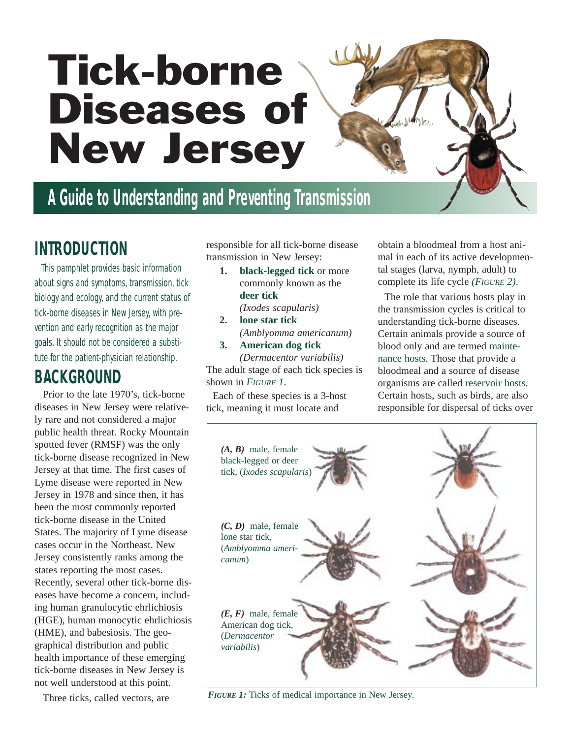# Tick-borne Diseases of New Jersey

## A Guide to Understanding and Preventing Transmission

## INTRODUCTION

This pamphlet provides basic information about signs and symptoms, transmission, tick biology and ecology, and the current status of tick-borne diseases in New Jersey, with prevention and early recognition as the major goals. It should not be considered a substitute for the patient-physician relationship.

## BACKGROUND

Prior to the late 1970's, tick-borne diseases in New Jersey were relatively rare and not considered a major public health threat. Rocky Mountain spotted fever (RMSF) was the only tick-borne disease recognized in New Jersey at that time. The first cases of Lyme disease were reported in New Jersey in 1978 and since then, it has been the most commonly reported tick-borne disease in the United States. The majority of Lyme disease cases occur in the Northeast. New Jersey consistently ranks among the states reporting the most cases. Recently, several other tick-borne diseases have become a concern, including human granulocytic ehrlichiosis (HGE), human monocytic ehrlichiosis (HME), and babesiosis. The geographical distribution and public health importance of these emerging tick-borne diseases in New Jersey is not well understood at this point.

Three ticks, called vectors, are responsible for all tick-borne disease transmission in New Jersey:

1. **black-legged tick** or more commonly known as the **deer tick** *(Ixodes scapularis)*
2. **lone star tick** *(Amblyomma americanum)*
3. **American dog tick** *(Dermacentor variabilis)*

The adult stage of each tick species is shown in *Figure 1*.

Each of these species is a 3-host tick, meaning it must locate and obtain a bloodmeal from a host animal in each of its active developmental stages (larva, nymph, adult) to complete its life cycle *(Figure 2)*.

The role that various hosts play in the transmission cycles is critical to understanding tick-borne diseases. Certain animals provide a source of blood only and are termed maintenance hosts. Those that provide a bloodmeal and a source of disease organisms are called reservoir hosts. Certain hosts, such as birds, are also responsible for dispersal of ticks over

*(A, B)* male, female black-legged or deer tick, (*Ixodes scapularis*)

*(C, D)* male, female lone star tick, (*Amblyomma americanum*)

*(E, F)* male, female American dog tick, (*Dermacentor variabilis*)

***Figure 1:*** Ticks of medical importance in New Jersey.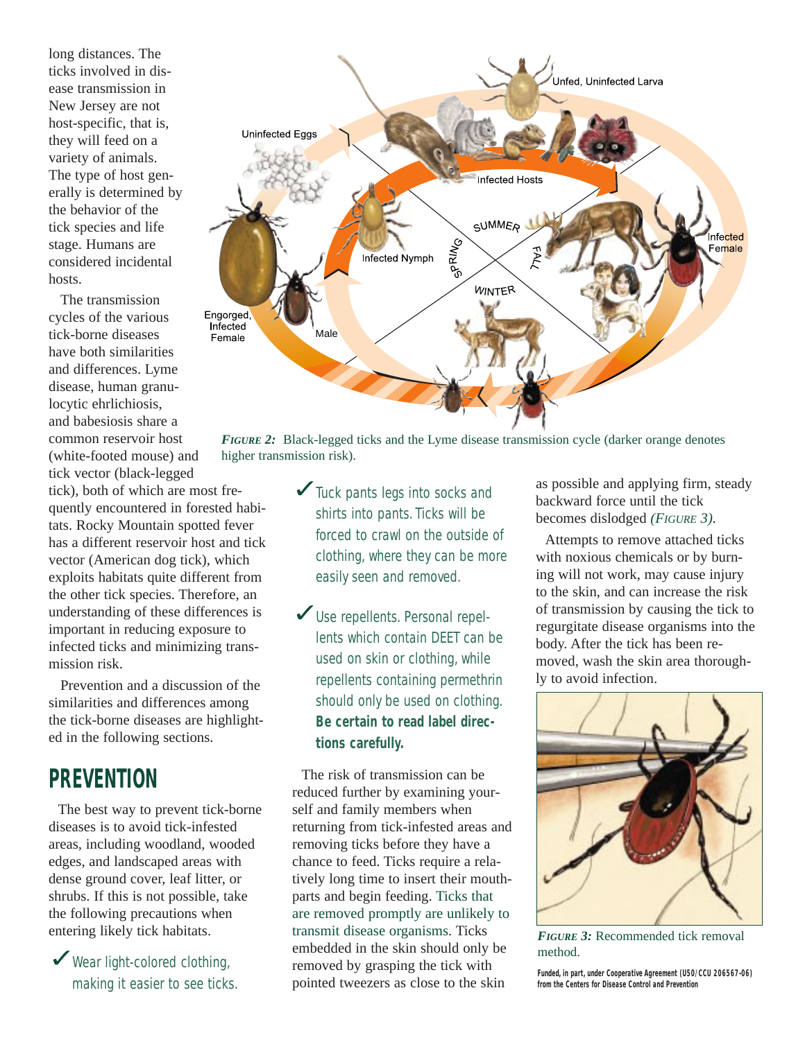long distances. The ticks involved in disease transmission in New Jersey are not host-specific, that is, they will feed on a variety of animals. The type of host generally is determined by the behavior of the tick species and life stage. Humans are considered incidental hosts.

The transmission cycles of the various tick-borne diseases have both similarities and differences. Lyme disease, human granulocytic ehrlichiosis, and babesiosis share a common reservoir host (white-footed mouse) and tick vector (black-legged tick), both of which are most frequently encountered in forested habitats. Rocky Mountain spotted fever has a different reservoir host and tick vector (American dog tick), which exploits habitats quite different from the other tick species. Therefore, an understanding of these differences is important in reducing exposure to infected ticks and minimizing transmission risk.

Prevention and a discussion of the similarities and differences among the tick-borne diseases are highlighted in the following sections.

*FIGURE 2:* Black-legged ticks and the Lyme disease transmission cycle (darker orange denotes higher transmission risk).

## PREVENTION

The best way to prevent tick-borne diseases is to avoid tick-infested areas, including woodland, wooded edges, and landscaped areas with dense ground cover, leaf litter, or shrubs. If this is not possible, take the following precautions when entering likely tick habitats.

- ✓ Wear light-colored clothing, making it easier to see ticks.
- ✓ Tuck pants legs into socks and shirts into pants. Ticks will be forced to crawl on the outside of clothing, where they can be more easily seen and removed.
- ✓ Use repellents. Personal repellents which contain DEET can be used on skin or clothing, while repellents containing permethrin should only be used on clothing. **Be certain to read label directions carefully.**

The risk of transmission can be reduced further by examining yourself and family members when returning from tick-infested areas and removing ticks before they have a chance to feed. Ticks require a relatively long time to insert their mouthparts and begin feeding. Ticks that are removed promptly are unlikely to transmit disease organisms. Ticks embedded in the skin should only be removed by grasping the tick with pointed tweezers as close to the skin as possible and applying firm, steady backward force until the tick becomes dislodged *(FIGURE 3)*.

Attempts to remove attached ticks with noxious chemicals or by burning will not work, may cause injury to the skin, and can increase the risk of transmission by causing the tick to regurgitate disease organisms into the body. After the tick has been removed, wash the skin area thoroughly to avoid infection.

*FIGURE 3:* Recommended tick removal method.

**Funded, in part, under Cooperative Agreement (U50/CCU 206567-06) from the Centers for Disease Control and Prevention**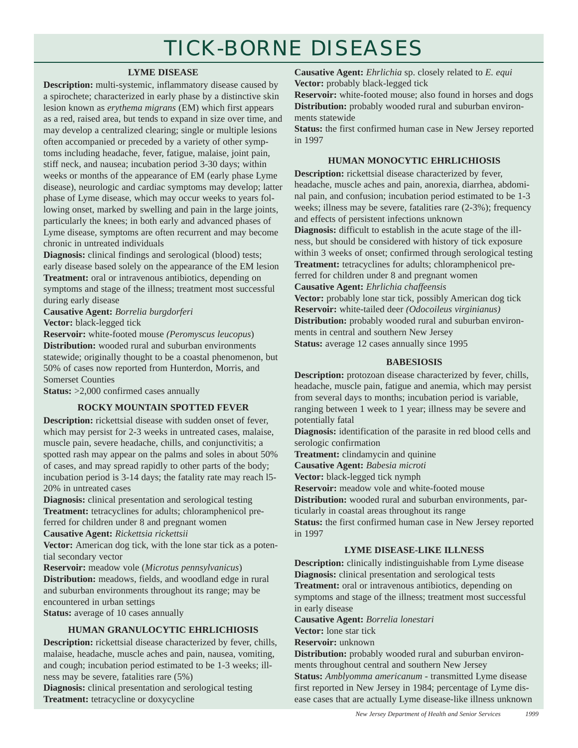# TICK-BORNE DISEASES

### LYME DISEASE

**Description:** multi-systemic, inflammatory disease caused by a spirochete; characterized in early phase by a distinctive skin lesion known as *erythema migrans* (EM) which first appears as a red, raised area, but tends to expand in size over time, and may develop a centralized clearing; single or multiple lesions often accompanied or preceded by a variety of other symptoms including headache, fever, fatigue, malaise, joint pain, stiff neck, and nausea; incubation period 3-30 days; within weeks or months of the appearance of EM (early phase Lyme disease), neurologic and cardiac symptoms may develop; latter phase of Lyme disease, which may occur weeks to years following onset, marked by swelling and pain in the large joints, particularly the knees; in both early and advanced phases of Lyme disease, symptoms are often recurrent and may become chronic in untreated individuals

**Diagnosis:** clinical findings and serological (blood) tests; early disease based solely on the appearance of the EM lesion

**Treatment:** oral or intravenous antibiotics, depending on symptoms and stage of the illness; treatment most successful during early disease

**Causative Agent:** *Borrelia burgdorferi*

**Vector:** black-legged tick

**Reservoir:** white-footed mouse *(Peromyscus leucopus*)

**Distribution:** wooded rural and suburban environments statewide; originally thought to be a coastal phenomenon, but 50% of cases now reported from Hunterdon, Morris, and Somerset Counties

**Status:** >2,000 confirmed cases annually

### ROCKY MOUNTAIN SPOTTED FEVER

**Description:** rickettsial disease with sudden onset of fever, which may persist for 2-3 weeks in untreated cases, malaise, muscle pain, severe headache, chills, and conjunctivitis; a spotted rash may appear on the palms and soles in about 50% of cases, and may spread rapidly to other parts of the body; incubation period is 3-14 days; the fatality rate may reach l5-20% in untreated cases

**Diagnosis:** clinical presentation and serological testing

**Treatment:** tetracyclines for adults; chloramphenicol preferred for children under 8 and pregnant women

**Causative Agent:** *Rickettsia rickettsii*

**Vector:** American dog tick, with the lone star tick as a potential secondary vector

**Reservoir:** meadow vole (*Microtus pennsylvanicus*)

**Distribution:** meadows, fields, and woodland edge in rural and suburban environments throughout its range; may be encountered in urban settings

**Status:** average of 10 cases annually

### HUMAN GRANULOCYTIC EHRLICHIOSIS

**Description:** rickettsial disease characterized by fever, chills, malaise, headache, muscle aches and pain, nausea, vomiting, and cough; incubation period estimated to be 1-3 weeks; illness may be severe, fatalities rare (5%)

**Diagnosis:** clinical presentation and serological testing

**Treatment:** tetracycline or doxycycline

**Causative Agent:** *Ehrlichia* sp. closely related to *E. equi*

**Vector:** probably black-legged tick

**Reservoir:** white-footed mouse; also found in horses and dogs

**Distribution:** probably wooded rural and suburban environments statewide

**Status:** the first confirmed human case in New Jersey reported in 1997

### HUMAN MONOCYTIC EHRLICHIOSIS

**Description:** rickettsial disease characterized by fever, headache, muscle aches and pain, anorexia, diarrhea, abdominal pain, and confusion; incubation period estimated to be 1-3 weeks; illness may be severe, fatalities rare (2-3%); frequency and effects of persistent infections unknown

**Diagnosis:** difficult to establish in the acute stage of the illness, but should be considered with history of tick exposure within 3 weeks of onset; confirmed through serological testing

**Treatment:** tetracyclines for adults; chloramphenicol preferred for children under 8 and pregnant women

**Causative Agent:** *Ehrlichia chaffeensis*

**Vector:** probably lone star tick, possibly American dog tick

**Reservoir:** white-tailed deer *(Odocoileus virginianus)*

**Distribution:** probably wooded rural and suburban environments in central and southern New Jersey

**Status:** average 12 cases annually since 1995

### BABESIOSIS

**Description:** protozoan disease characterized by fever, chills, headache, muscle pain, fatigue and anemia, which may persist from several days to months; incubation period is variable, ranging between 1 week to 1 year; illness may be severe and potentially fatal

**Diagnosis:** identification of the parasite in red blood cells and serologic confirmation

**Treatment:** clindamycin and quinine

**Causative Agent:** *Babesia microti*

**Vector:** black-legged tick nymph

**Reservoir:** meadow vole and white-footed mouse

**Distribution:** wooded rural and suburban environments, particularly in coastal areas throughout its range

**Status:** the first confirmed human case in New Jersey reported in 1997

### LYME DISEASE-LIKE ILLNESS

**Description:** clinically indistinguishable from Lyme disease

**Diagnosis:** clinical presentation and serological tests

**Treatment:** oral or intravenous antibiotics, depending on symptoms and stage of the illness; treatment most successful in early disease

**Causative Agent:** *Borrelia lonestari*

**Vector:** lone star tick

**Reservoir:** unknown

**Distribution:** probably wooded rural and suburban environments throughout central and southern New Jersey

**Status:** *Amblyomma americanum* - transmitted Lyme disease first reported in New Jersey in 1984; percentage of Lyme disease cases that are actually Lyme disease-like illness unknown

*New Jersey Department of Health and Senior Services* 1999